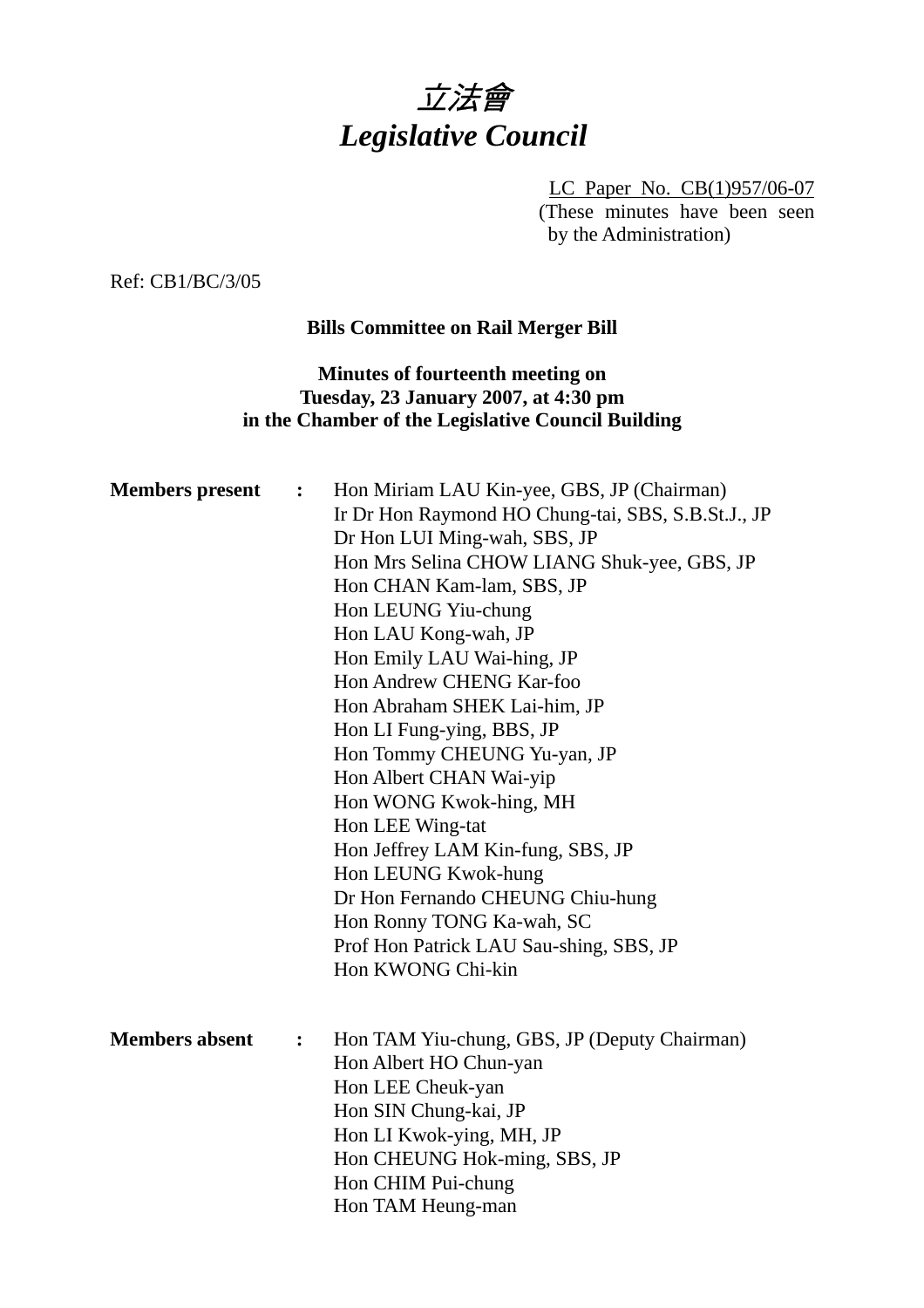# *立法會*
# *Legislative Council*

LC Paper No. CB(1)957/06-07
(These minutes have been seen by the Administration)

Ref: CB1/BC/3/05

**Bills Committee on Rail Merger Bill**

**Minutes of fourteenth meeting on**
**Tuesday, 23 January 2007, at 4:30 pm**
**in the Chamber of the Legislative Council Building**

**Members present** : Hon Miriam LAU Kin-yee, GBS, JP (Chairman)
Ir Dr Hon Raymond HO Chung-tai, SBS, S.B.St.J., JP
Dr Hon LUI Ming-wah, SBS, JP
Hon Mrs Selina CHOW LIANG Shuk-yee, GBS, JP
Hon CHAN Kam-lam, SBS, JP
Hon LEUNG Yiu-chung
Hon LAU Kong-wah, JP
Hon Emily LAU Wai-hing, JP
Hon Andrew CHENG Kar-foo
Hon Abraham SHEK Lai-him, JP
Hon LI Fung-ying, BBS, JP
Hon Tommy CHEUNG Yu-yan, JP
Hon Albert CHAN Wai-yip
Hon WONG Kwok-hing, MH
Hon LEE Wing-tat
Hon Jeffrey LAM Kin-fung, SBS, JP
Hon LEUNG Kwok-hung
Dr Hon Fernando CHEUNG Chiu-hung
Hon Ronny TONG Ka-wah, SC
Prof Hon Patrick LAU Sau-shing, SBS, JP
Hon KWONG Chi-kin

**Members absent** : Hon TAM Yiu-chung, GBS, JP (Deputy Chairman)
Hon Albert HO Chun-yan
Hon LEE Cheuk-yan
Hon SIN Chung-kai, JP
Hon LI Kwok-ying, MH, JP
Hon CHEUNG Hok-ming, SBS, JP
Hon CHIM Pui-chung
Hon TAM Heung-man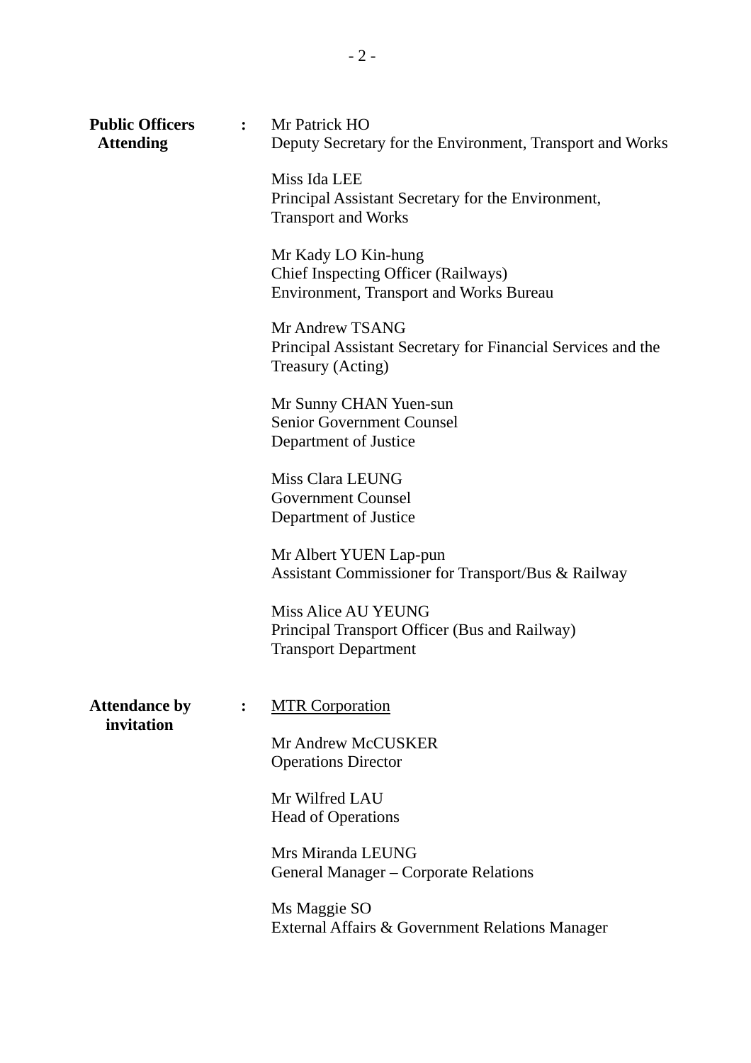**Public Officers Attending** :

Mr Patrick HO
Deputy Secretary for the Environment, Transport and Works

Miss Ida LEE
Principal Assistant Secretary for the Environment, Transport and Works

Mr Kady LO Kin-hung
Chief Inspecting Officer (Railways)
Environment, Transport and Works Bureau

Mr Andrew TSANG
Principal Assistant Secretary for Financial Services and the Treasury (Acting)

Mr Sunny CHAN Yuen-sun
Senior Government Counsel
Department of Justice

Miss Clara LEUNG
Government Counsel
Department of Justice

Mr Albert YUEN Lap-pun
Assistant Commissioner for Transport/Bus & Railway

Miss Alice AU YEUNG
Principal Transport Officer (Bus and Railway)
Transport Department

**Attendance by invitation** :

MTR Corporation

Mr Andrew McCUSKER
Operations Director

Mr Wilfred LAU
Head of Operations

Mrs Miranda LEUNG
General Manager – Corporate Relations

Ms Maggie SO
External Affairs & Government Relations Manager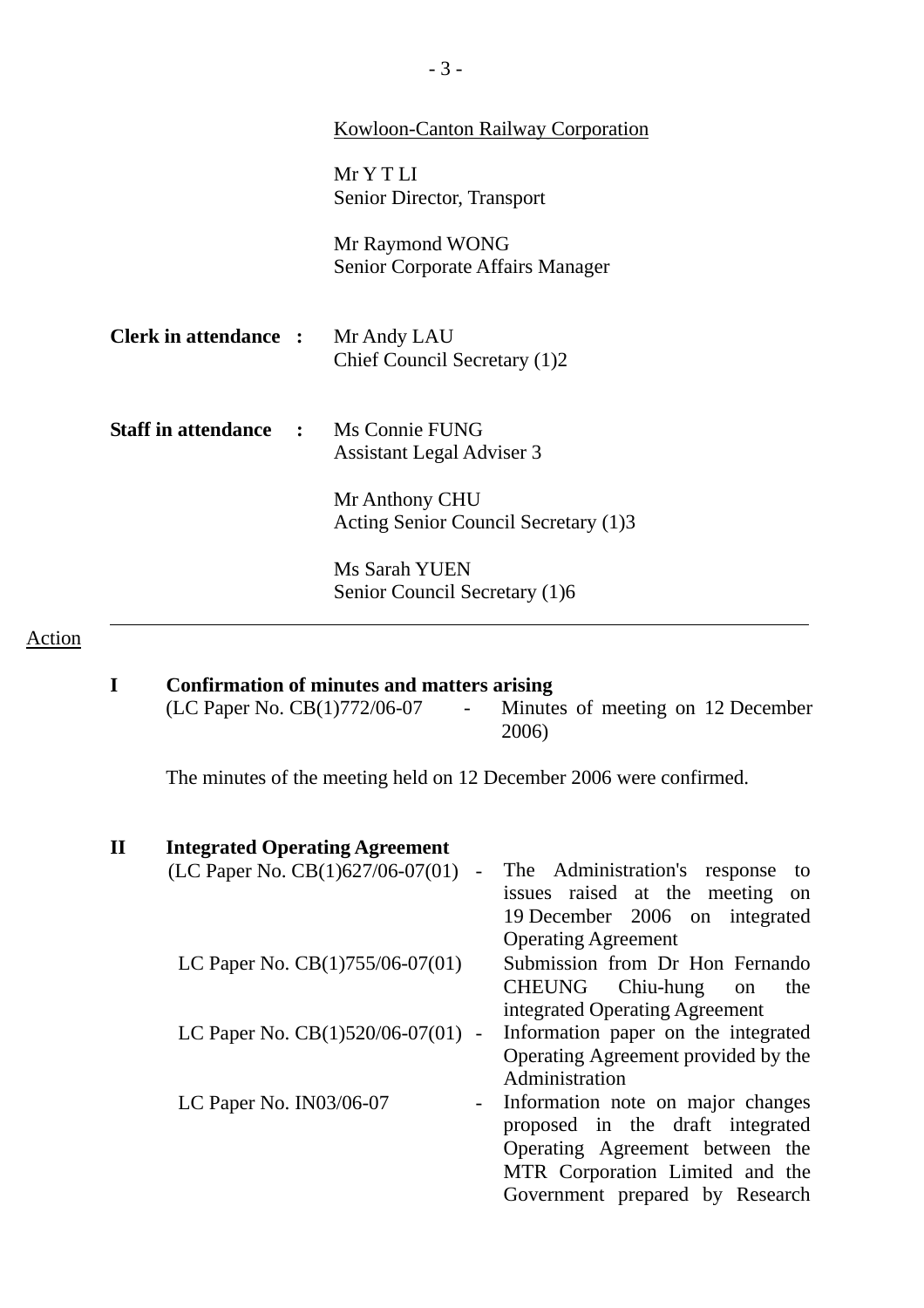Kowloon-Canton Railway Corporation

Mr Y T LI
Senior Director, Transport

Mr Raymond WONG
Senior Corporate Affairs Manager

**Clerk in attendance :** Mr Andy LAU
Chief Council Secretary (1)2

**Staff in attendance :** Ms Connie FUNG
Assistant Legal Adviser 3

Mr Anthony CHU
Acting Senior Council Secretary (1)3

Ms Sarah YUEN
Senior Council Secretary (1)6

---

Action

## I Confirmation of minutes and matters arising

(LC Paper No. CB(1)772/06-07 - Minutes of meeting on 12 December 2006)

The minutes of the meeting held on 12 December 2006 were confirmed.

## II Integrated Operating Agreement

(LC Paper No. CB(1)627/06-07(01) - The Administration's response to issues raised at the meeting on 19 December 2006 on integrated Operating Agreement

LC Paper No. CB(1)755/06-07(01) Submission from Dr Hon Fernando CHEUNG Chiu-hung on the integrated Operating Agreement

LC Paper No. CB(1)520/06-07(01) - Information paper on the integrated Operating Agreement provided by the Administration

LC Paper No. IN03/06-07 - Information note on major changes proposed in the draft integrated Operating Agreement between the MTR Corporation Limited and the Government prepared by Research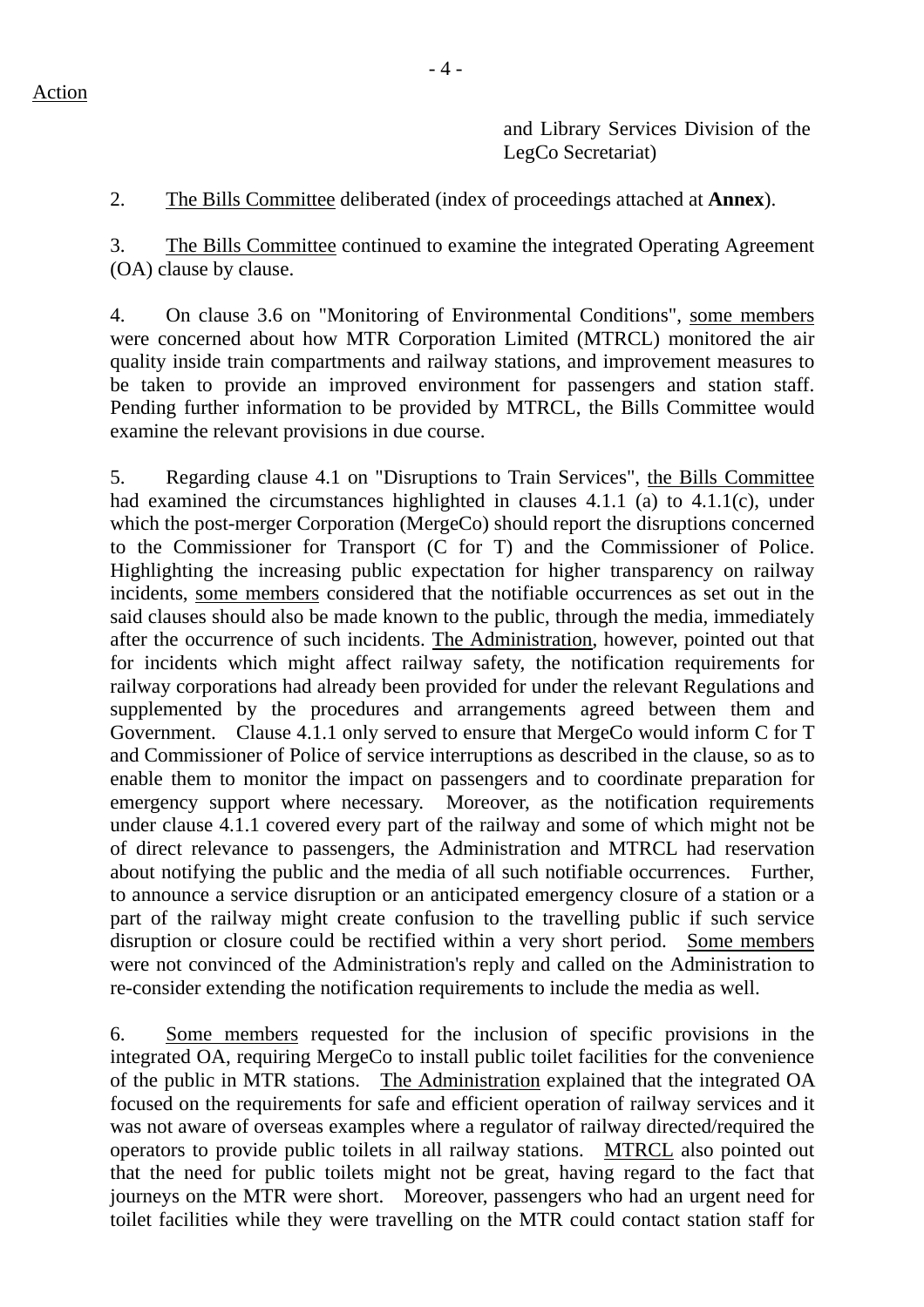Action

and Library Services Division of the LegCo Secretariat)

2. The Bills Committee deliberated (index of proceedings attached at **Annex**).

3. The Bills Committee continued to examine the integrated Operating Agreement (OA) clause by clause.

4. On clause 3.6 on "Monitoring of Environmental Conditions", some members were concerned about how MTR Corporation Limited (MTRCL) monitored the air quality inside train compartments and railway stations, and improvement measures to be taken to provide an improved environment for passengers and station staff. Pending further information to be provided by MTRCL, the Bills Committee would examine the relevant provisions in due course.

5. Regarding clause 4.1 on "Disruptions to Train Services", the Bills Committee had examined the circumstances highlighted in clauses 4.1.1 (a) to 4.1.1(c), under which the post-merger Corporation (MergeCo) should report the disruptions concerned to the Commissioner for Transport (C for T) and the Commissioner of Police. Highlighting the increasing public expectation for higher transparency on railway incidents, some members considered that the notifiable occurrences as set out in the said clauses should also be made known to the public, through the media, immediately after the occurrence of such incidents. The Administration, however, pointed out that for incidents which might affect railway safety, the notification requirements for railway corporations had already been provided for under the relevant Regulations and supplemented by the procedures and arrangements agreed between them and Government. Clause 4.1.1 only served to ensure that MergeCo would inform C for T and Commissioner of Police of service interruptions as described in the clause, so as to enable them to monitor the impact on passengers and to coordinate preparation for emergency support where necessary. Moreover, as the notification requirements under clause 4.1.1 covered every part of the railway and some of which might not be of direct relevance to passengers, the Administration and MTRCL had reservation about notifying the public and the media of all such notifiable occurrences. Further, to announce a service disruption or an anticipated emergency closure of a station or a part of the railway might create confusion to the travelling public if such service disruption or closure could be rectified within a very short period. Some members were not convinced of the Administration's reply and called on the Administration to re-consider extending the notification requirements to include the media as well.

6. Some members requested for the inclusion of specific provisions in the integrated OA, requiring MergeCo to install public toilet facilities for the convenience of the public in MTR stations. The Administration explained that the integrated OA focused on the requirements for safe and efficient operation of railway services and it was not aware of overseas examples where a regulator of railway directed/required the operators to provide public toilets in all railway stations. MTRCL also pointed out that the need for public toilets might not be great, having regard to the fact that journeys on the MTR were short. Moreover, passengers who had an urgent need for toilet facilities while they were travelling on the MTR could contact station staff for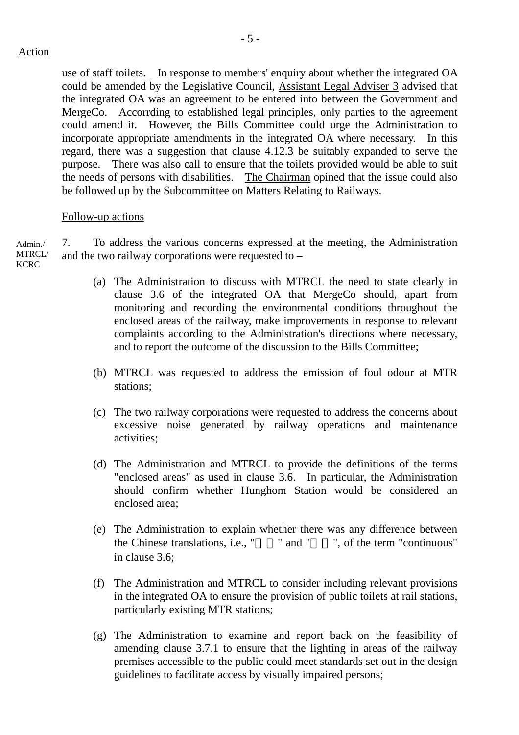Action

use of staff toilets. In response to members' enquiry about whether the integrated OA could be amended by the Legislative Council, Assistant Legal Adviser 3 advised that the integrated OA was an agreement to be entered into between the Government and MergeCo. Accorrding to established legal principles, only parties to the agreement could amend it. However, the Bills Committee could urge the Administration to incorporate appropriate amendments in the integrated OA where necessary. In this regard, there was a suggestion that clause 4.12.3 be suitably expanded to serve the purpose. There was also call to ensure that the toilets provided would be able to suit the needs of persons with disabilities. The Chairman opined that the issue could also be followed up by the Subcommittee on Matters Relating to Railways.

Follow-up actions

Admin./ MTRCL/ KCRC

7. To address the various concerns expressed at the meeting, the Administration and the two railway corporations were requested to –

(a) The Administration to discuss with MTRCL the need to state clearly in clause 3.6 of the integrated OA that MergeCo should, apart from monitoring and recording the environmental conditions throughout the enclosed areas of the railway, make improvements in response to relevant complaints according to the Administration's directions where necessary, and to report the outcome of the discussion to the Bills Committee;

(b) MTRCL was requested to address the emission of foul odour at MTR stations;

(c) The two railway corporations were requested to address the concerns about excessive noise generated by railway operations and maintenance activities;

(d) The Administration and MTRCL to provide the definitions of the terms "enclosed areas" as used in clause 3.6. In particular, the Administration should confirm whether Hunghom Station would be considered an enclosed area;

(e) The Administration to explain whether there was any difference between the Chinese translations, i.e., "持續" and "連續", of the term "continuous" in clause 3.6;

(f) The Administration and MTRCL to consider including relevant provisions in the integrated OA to ensure the provision of public toilets at rail stations, particularly existing MTR stations;

(g) The Administration to examine and report back on the feasibility of amending clause 3.7.1 to ensure that the lighting in areas of the railway premises accessible to the public could meet standards set out in the design guidelines to facilitate access by visually impaired persons;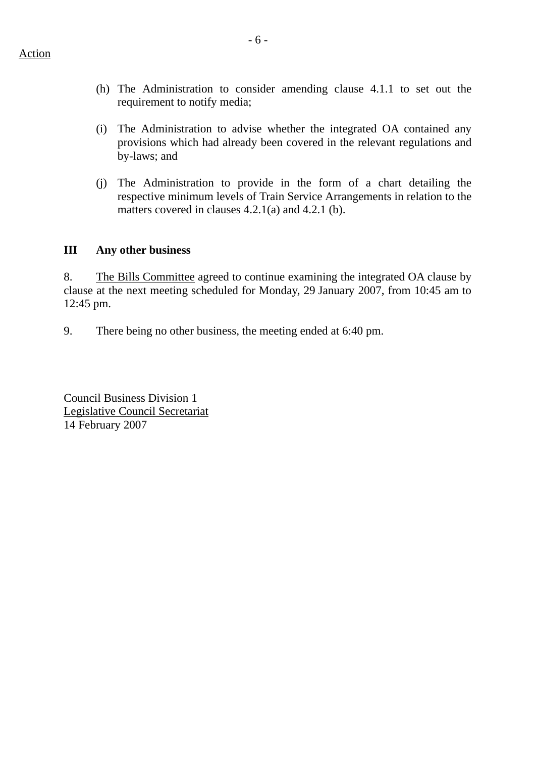Action

(h) The Administration to consider amending clause 4.1.1 to set out the requirement to notify media;

(i) The Administration to advise whether the integrated OA contained any provisions which had already been covered in the relevant regulations and by-laws; and

(j) The Administration to provide in the form of a chart detailing the respective minimum levels of Train Service Arrangements in relation to the matters covered in clauses 4.2.1(a) and 4.2.1 (b).

### III Any other business

8. The Bills Committee agreed to continue examining the integrated OA clause by clause at the next meeting scheduled for Monday, 29 January 2007, from 10:45 am to 12:45 pm.

9. There being no other business, the meeting ended at 6:40 pm.

Council Business Division 1
Legislative Council Secretariat
14 February 2007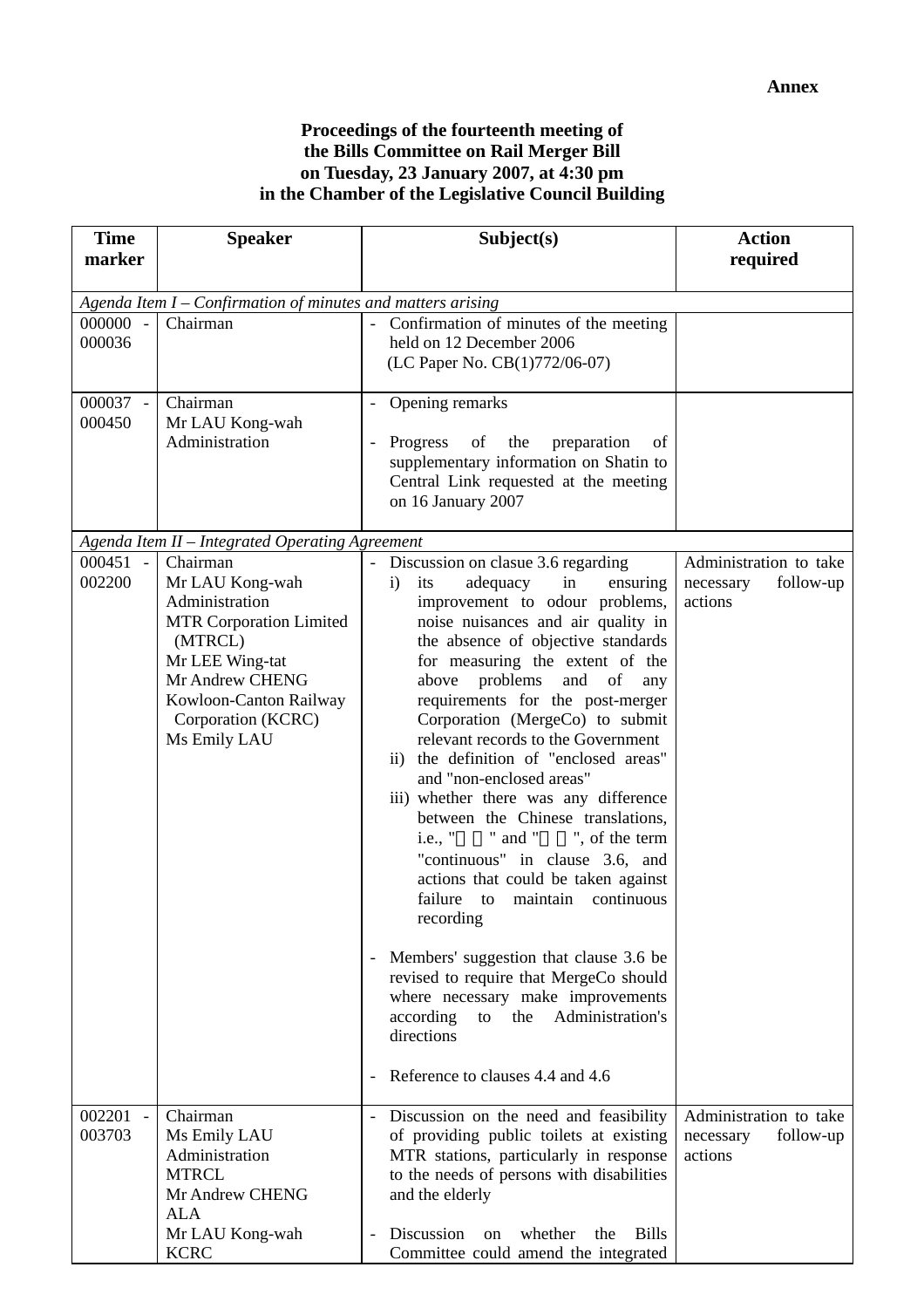**Annex**

**Proceedings of the fourteenth meeting of the Bills Committee on Rail Merger Bill on Tuesday, 23 January 2007, at 4:30 pm in the Chamber of the Legislative Council Building**

| Time marker | Speaker | Subject(s) | Action required |
|---|---|---|---|
| *Agenda Item I – Confirmation of minutes and matters arising* | | | |
| 000000 - 000036 | Chairman | - Confirmation of minutes of the meeting held on 12 December 2006 (LC Paper No. CB(1)772/06-07) | |
| 000037 - 000450 | Chairman<br>Mr LAU Kong-wah<br>Administration | - Opening remarks<br><br>- Progress of the preparation of supplementary information on Shatin to Central Link requested at the meeting on 16 January 2007 | |
| *Agenda Item II – Integrated Operating Agreement* | | | |
| 000451 - 002200 | Chairman<br>Mr LAU Kong-wah<br>Administration<br>MTR Corporation Limited (MTRCL)<br>Mr LEE Wing-tat<br>Mr Andrew CHENG<br>Kowloon-Canton Railway Corporation (KCRC)<br>Ms Emily LAU | - Discussion on clasue 3.6 regarding<br>i) its adequacy in ensuring improvement to odour problems, noise nuisances and air quality in the absence of objective standards for measuring the extent of the above problems and of any requirements for the post-merger Corporation (MergeCo) to submit relevant records to the Government<br>ii) the definition of "enclosed areas" and "non-enclosed areas"<br>iii) whether there was any difference between the Chinese translations, i.e., "  " and "  ", of the term "continuous" in clause 3.6, and actions that could be taken against failure to maintain continuous recording<br><br>- Members' suggestion that clause 3.6 be revised to require that MergeCo should where necessary make improvements according to the Administration's directions<br><br>- Reference to clauses 4.4 and 4.6 | Administration to take necessary follow-up actions |
| 002201 - 003703 | Chairman<br>Ms Emily LAU<br>Administration<br>MTRCL<br>Mr Andrew CHENG<br>ALA<br>Mr LAU Kong-wah<br>KCRC | - Discussion on the need and feasibility of providing public toilets at existing MTR stations, particularly in response to the needs of persons with disabilities and the elderly<br><br>- Discussion on whether the Bills Committee could amend the integrated | Administration to take necessary follow-up actions |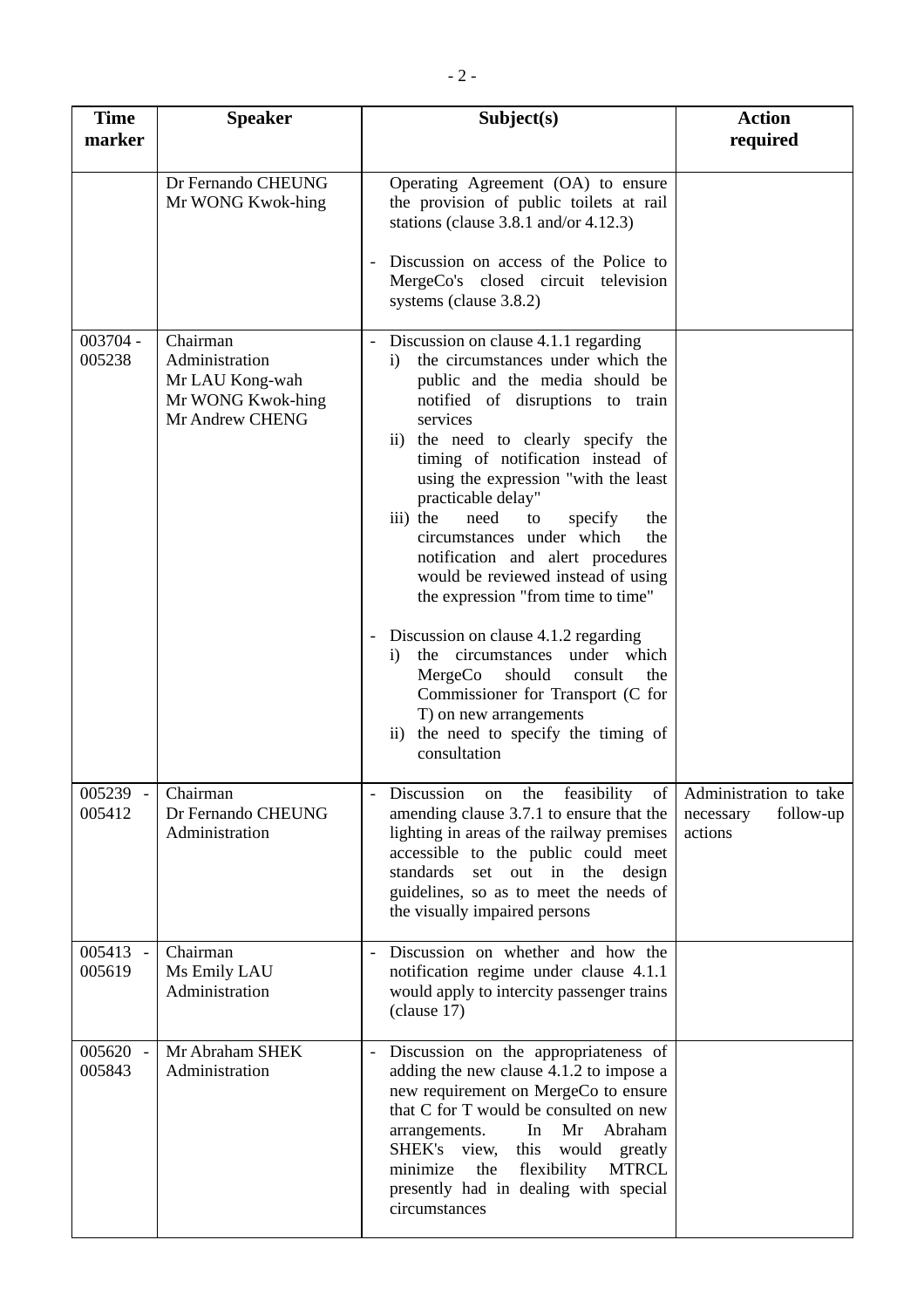| Time marker | Speaker | Subject(s) | Action required |
|---|---|---|---|
| | Dr Fernando CHEUNG<br>Mr WONG Kwok-hing | Operating Agreement (OA) to ensure the provision of public toilets at rail stations (clause 3.8.1 and/or 4.12.3)<br><br>- Discussion on access of the Police to MergeCo's closed circuit television systems (clause 3.8.2) | |
| 003704 - 005238 | Chairman<br>Administration<br>Mr LAU Kong-wah<br>Mr WONG Kwok-hing<br>Mr Andrew CHENG | - Discussion on clause 4.1.1 regarding<br>i) the circumstances under which the public and the media should be notified of disruptions to train services<br>ii) the need to clearly specify the timing of notification instead of using the expression "with the least practicable delay"<br>iii) the need to specify the circumstances under which the notification and alert procedures would be reviewed instead of using the expression "from time to time"<br><br>- Discussion on clause 4.1.2 regarding<br>i) the circumstances under which MergeCo should consult the Commissioner for Transport (C for T) on new arrangements<br>ii) the need to specify the timing of consultation | |
| 005239 - 005412 | Chairman<br>Dr Fernando CHEUNG<br>Administration | - Discussion on the feasibility of amending clause 3.7.1 to ensure that the lighting in areas of the railway premises accessible to the public could meet standards set out in the design guidelines, so as to meet the needs of the visually impaired persons | Administration to take necessary follow-up actions |
| 005413 - 005619 | Chairman<br>Ms Emily LAU<br>Administration | - Discussion on whether and how the notification regime under clause 4.1.1 would apply to intercity passenger trains (clause 17) | |
| 005620 - 005843 | Mr Abraham SHEK<br>Administration | - Discussion on the appropriateness of adding the new clause 4.1.2 to impose a new requirement on MergeCo to ensure that C for T would be consulted on new arrangements. In Mr Abraham SHEK's view, this would greatly minimize the flexibility MTRCL presently had in dealing with special circumstances | |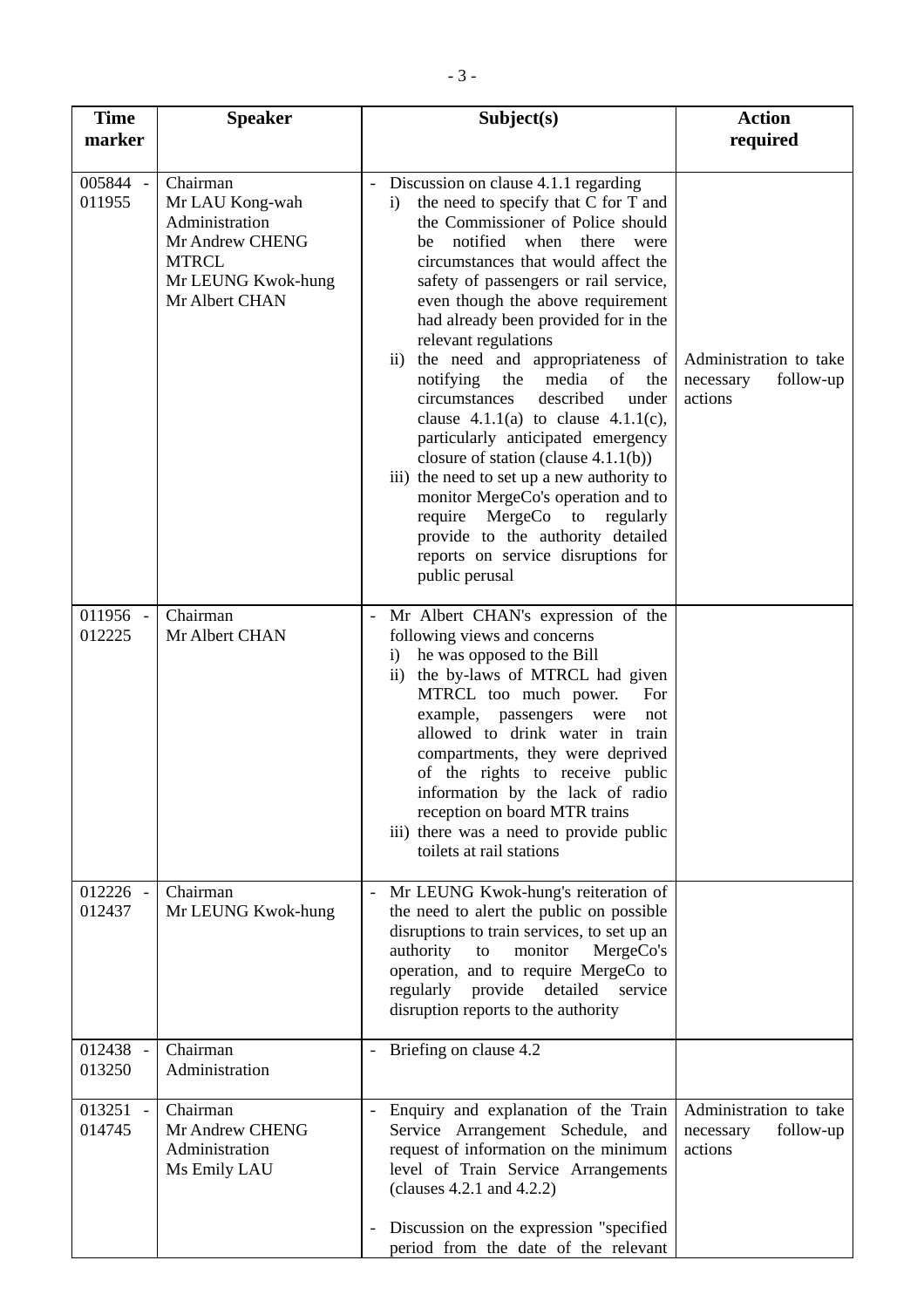| Time marker | Speaker | Subject(s) | Action required |
|---|---|---|---|
| 005844 - 011955 | Chairman<br>Mr LAU Kong-wah<br>Administration<br>Mr Andrew CHENG<br>MTRCL<br>Mr LEUNG Kwok-hung<br>Mr Albert CHAN | - Discussion on clause 4.1.1 regarding<br>i) the need to specify that C for T and the Commissioner of Police should be notified when there were circumstances that would affect the safety of passengers or rail service, even though the above requirement had already been provided for in the relevant regulations<br>ii) the need and appropriateness of notifying the media of the circumstances described under clause 4.1.1(a) to clause 4.1.1(c), particularly anticipated emergency closure of station (clause 4.1.1(b))<br>iii) the need to set up a new authority to monitor MergeCo's operation and to require MergeCo to regularly provide to the authority detailed reports on service disruptions for public perusal | Administration to take necessary follow-up actions |
| 011956 - 012225 | Chairman<br>Mr Albert CHAN | - Mr Albert CHAN's expression of the following views and concerns<br>i) he was opposed to the Bill<br>ii) the by-laws of MTRCL had given MTRCL too much power. For example, passengers were not allowed to drink water in train compartments, they were deprived of the rights to receive public information by the lack of radio reception on board MTR trains<br>iii) there was a need to provide public toilets at rail stations | |
| 012226 - 012437 | Chairman<br>Mr LEUNG Kwok-hung | - Mr LEUNG Kwok-hung's reiteration of the need to alert the public on possible disruptions to train services, to set up an authority to monitor MergeCo's operation, and to require MergeCo to regularly provide detailed service disruption reports to the authority | |
| 012438 - 013250 | Chairman<br>Administration | - Briefing on clause 4.2 | |
| 013251 - 014745 | Chairman<br>Mr Andrew CHENG<br>Administration<br>Ms Emily LAU | - Enquiry and explanation of the Train Service Arrangement Schedule, and request of information on the minimum level of Train Service Arrangements (clauses 4.2.1 and 4.2.2)<br><br>- Discussion on the expression "specified period from the date of the relevant | Administration to take necessary follow-up actions |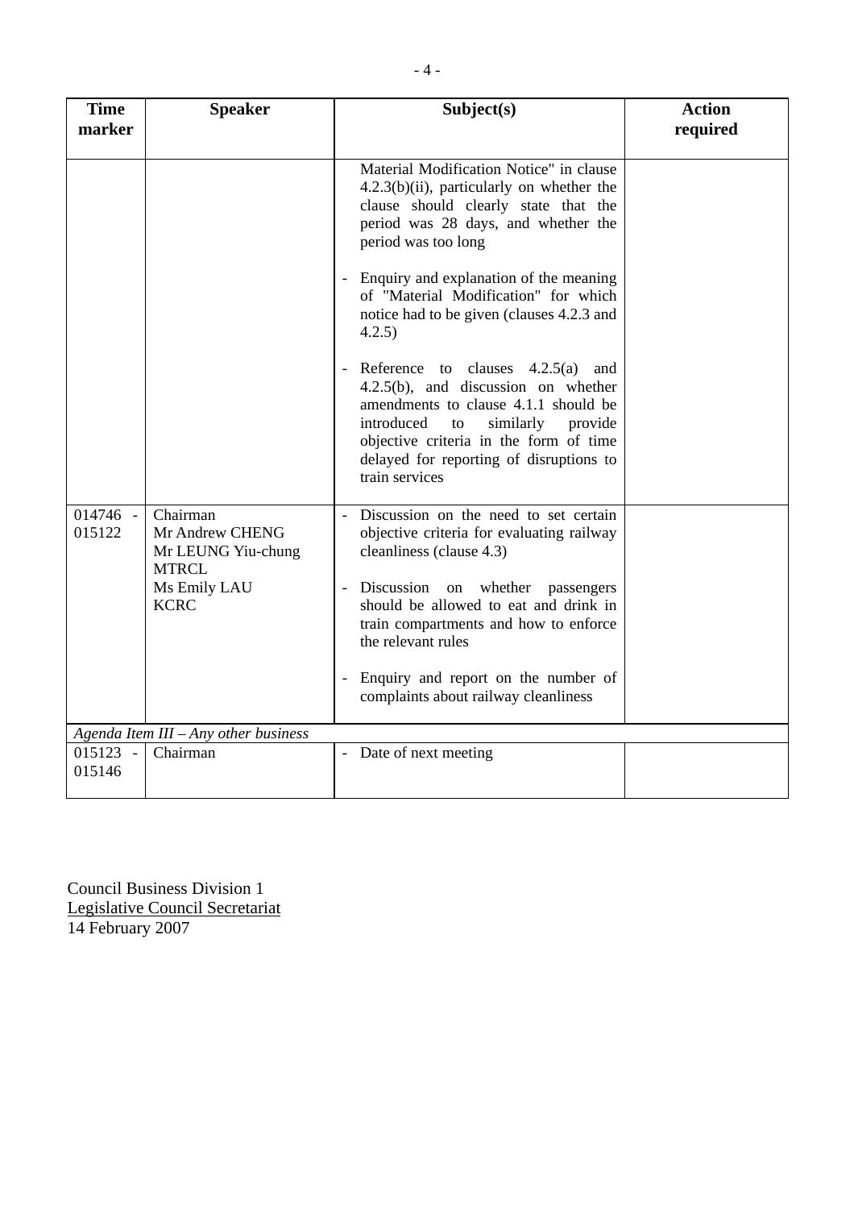| Time marker | Speaker | Subject(s) | Action required |
|---|---|---|---|
| | | Material Modification Notice" in clause 4.2.3(b)(ii), particularly on whether the clause should clearly state that the period was 28 days, and whether the period was too long<br><br>- Enquiry and explanation of the meaning of "Material Modification" for which notice had to be given (clauses 4.2.3 and 4.2.5)<br><br>- Reference to clauses 4.2.5(a) and 4.2.5(b), and discussion on whether amendments to clause 4.1.1 should be introduced to similarly provide objective criteria in the form of time delayed for reporting of disruptions to train services | |
| 014746 - 015122 | Chairman<br>Mr Andrew CHENG<br>Mr LEUNG Yiu-chung<br>MTRCL<br>Ms Emily LAU<br>KCRC | - Discussion on the need to set certain objective criteria for evaluating railway cleanliness (clause 4.3)<br><br>- Discussion on whether passengers should be allowed to eat and drink in train compartments and how to enforce the relevant rules<br><br>- Enquiry and report on the number of complaints about railway cleanliness | |
| *Agenda Item III – Any other business* | | | |
| 015123 - 015146 | Chairman | - Date of next meeting | |

Council Business Division 1
Legislative Council Secretariat
14 February 2007